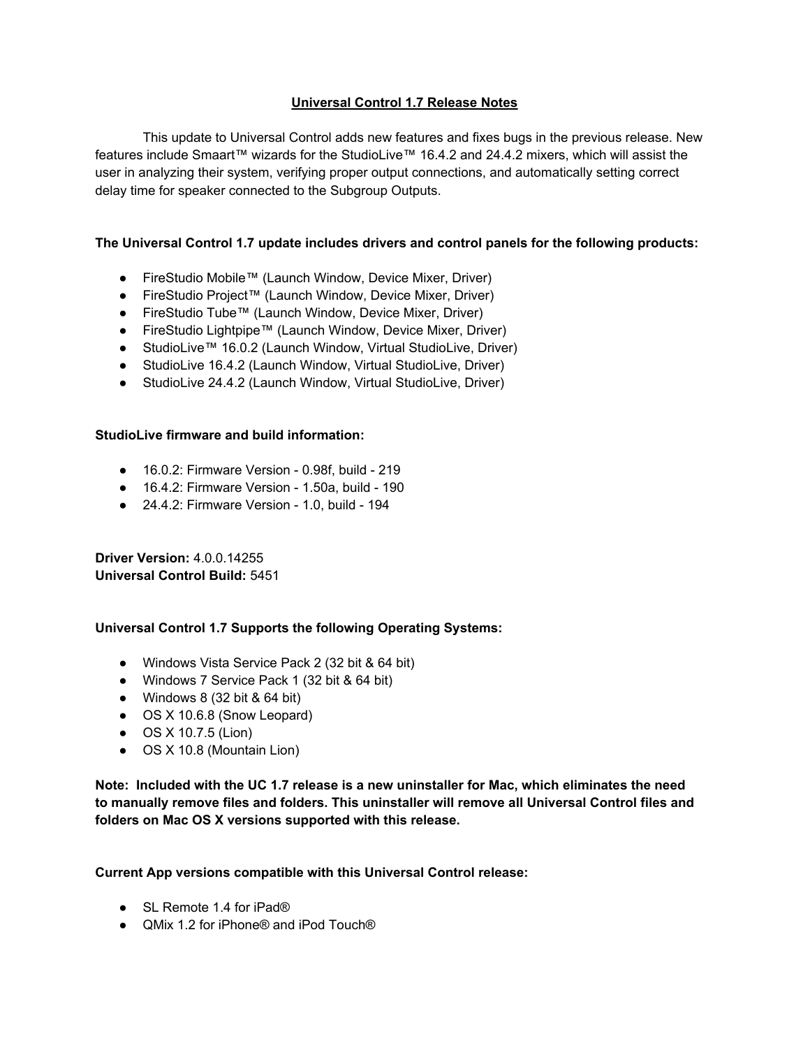# Universal Control 1.7 Release Notes

This update to Universal Control adds new features and fixes bugs in the previous release. New features include Smaart™ wizards for the StudioLive™ 16.4.2 and 24.4.2 mixers, which will assist the user in analyzing their system, verifying proper output connections, and automatically setting correct delay time for speaker connected to the Subgroup Outputs.

**The Universal Control 1.7 update includes drivers and control panels for the following products:**

- FireStudio Mobile™ (Launch Window, Device Mixer, Driver)
- FireStudio Project™ (Launch Window, Device Mixer, Driver)
- FireStudio Tube™ (Launch Window, Device Mixer, Driver)
- FireStudio Lightpipe™ (Launch Window, Device Mixer, Driver)
- StudioLive™ 16.0.2 (Launch Window, Virtual StudioLive, Driver)
- StudioLive 16.4.2 (Launch Window, Virtual StudioLive, Driver)
- StudioLive 24.4.2 (Launch Window, Virtual StudioLive, Driver)

**StudioLive firmware and build information:**

- 16.0.2: Firmware Version - 0.98f, build - 219
- 16.4.2: Firmware Version - 1.50a, build - 190
- 24.4.2: Firmware Version - 1.0, build - 194

**Driver Version:** 4.0.0.14255
**Universal Control Build:** 5451

**Universal Control 1.7 Supports the following Operating Systems:**

- Windows Vista Service Pack 2 (32 bit & 64 bit)
- Windows 7 Service Pack 1 (32 bit & 64 bit)
- Windows 8 (32 bit & 64 bit)
- OS X 10.6.8 (Snow Leopard)
- OS X 10.7.5 (Lion)
- OS X 10.8 (Mountain Lion)

**Note: Included with the UC 1.7 release is a new uninstaller for Mac, which eliminates the need to manually remove files and folders. This uninstaller will remove all Universal Control files and folders on Mac OS X versions supported with this release.**

**Current App versions compatible with this Universal Control release:**

- SL Remote 1.4 for iPad®
- QMix 1.2 for iPhone® and iPod Touch®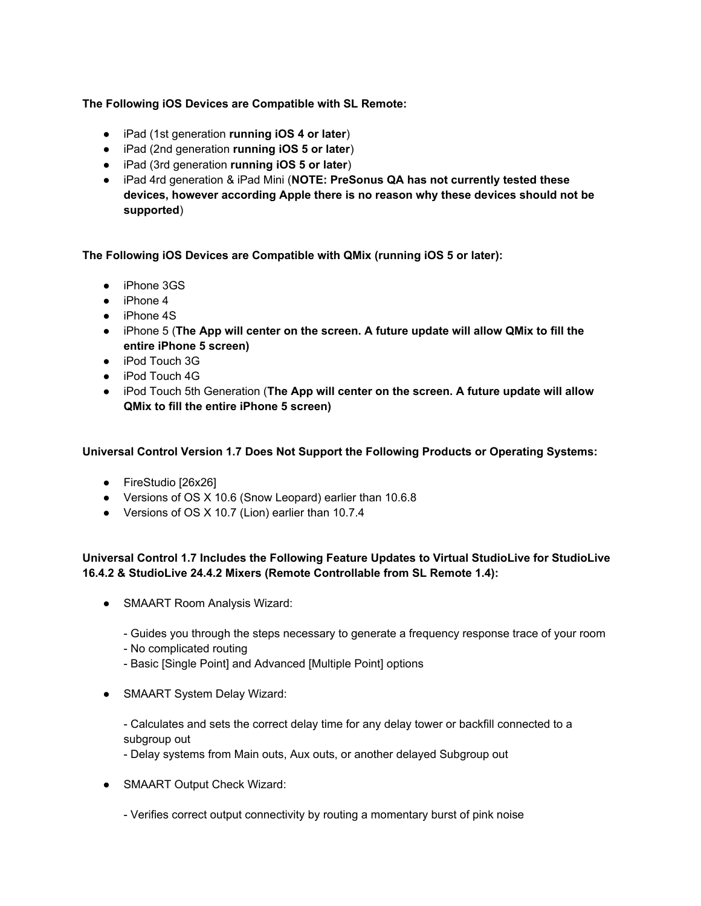**The Following iOS Devices are Compatible with SL Remote:**

- iPad (1st generation **running iOS 4 or later**)
- iPad (2nd generation **running iOS 5 or later**)
- iPad (3rd generation **running iOS 5 or later**)
- iPad 4rd generation & iPad Mini (**NOTE: PreSonus QA has not currently tested these devices, however according Apple there is no reason why these devices should not be supported**)

**The Following iOS Devices are Compatible with QMix (running iOS 5 or later):**

- iPhone 3GS
- iPhone 4
- iPhone 4S
- iPhone 5 (**The App will center on the screen. A future update will allow QMix to fill the entire iPhone 5 screen)**
- iPod Touch 3G
- iPod Touch 4G
- iPod Touch 5th Generation (**The App will center on the screen. A future update will allow QMix to fill the entire iPhone 5 screen)**

**Universal Control Version 1.7 Does Not Support the Following Products or Operating Systems:**

- FireStudio [26x26]
- Versions of OS X 10.6 (Snow Leopard) earlier than 10.6.8
- Versions of OS X 10.7 (Lion) earlier than 10.7.4

**Universal Control 1.7 Includes the Following Feature Updates to Virtual StudioLive for StudioLive 16.4.2 & StudioLive 24.4.2 Mixers (Remote Controllable from SL Remote 1.4):**

- SMAART Room Analysis Wizard:

  - Guides you through the steps necessary to generate a frequency response trace of your room
  - No complicated routing
  - Basic [Single Point] and Advanced [Multiple Point] options

- SMAART System Delay Wizard:

  - Calculates and sets the correct delay time for any delay tower or backfill connected to a subgroup out
  - Delay systems from Main outs, Aux outs, or another delayed Subgroup out

- SMAART Output Check Wizard:

  - Verifies correct output connectivity by routing a momentary burst of pink noise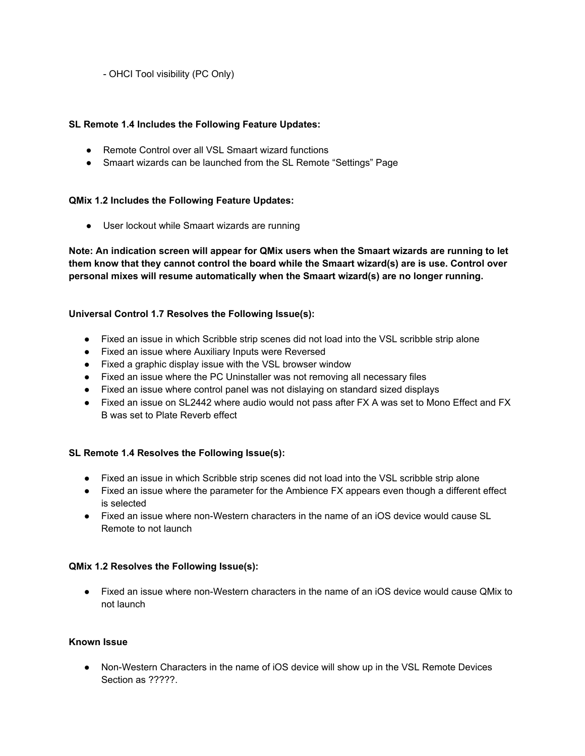- OHCI Tool visibility (PC Only)

**SL Remote 1.4 Includes the Following Feature Updates:**

- Remote Control over all VSL Smaart wizard functions
- Smaart wizards can be launched from the SL Remote "Settings" Page

**QMix 1.2 Includes the Following Feature Updates:**

- User lockout while Smaart wizards are running

**Note: An indication screen will appear for QMix users when the Smaart wizards are running to let them know that they cannot control the board while the Smaart wizard(s) are is use. Control over personal mixes will resume automatically when the Smaart wizard(s) are no longer running.**

**Universal Control 1.7 Resolves the Following Issue(s):**

- Fixed an issue in which Scribble strip scenes did not load into the VSL scribble strip alone
- Fixed an issue where Auxiliary Inputs were Reversed
- Fixed a graphic display issue with the VSL browser window
- Fixed an issue where the PC Uninstaller was not removing all necessary files
- Fixed an issue where control panel was not dislaying on standard sized displays
- Fixed an issue on SL2442 where audio would not pass after FX A was set to Mono Effect and FX B was set to Plate Reverb effect

**SL Remote 1.4 Resolves the Following Issue(s):**

- Fixed an issue in which Scribble strip scenes did not load into the VSL scribble strip alone
- Fixed an issue where the parameter for the Ambience FX appears even though a different effect is selected
- Fixed an issue where non-Western characters in the name of an iOS device would cause SL Remote to not launch

**QMix 1.2 Resolves the Following Issue(s):**

- Fixed an issue where non-Western characters in the name of an iOS device would cause QMix to not launch

**Known Issue**

- Non-Western Characters in the name of iOS device will show up in the VSL Remote Devices Section as ?????.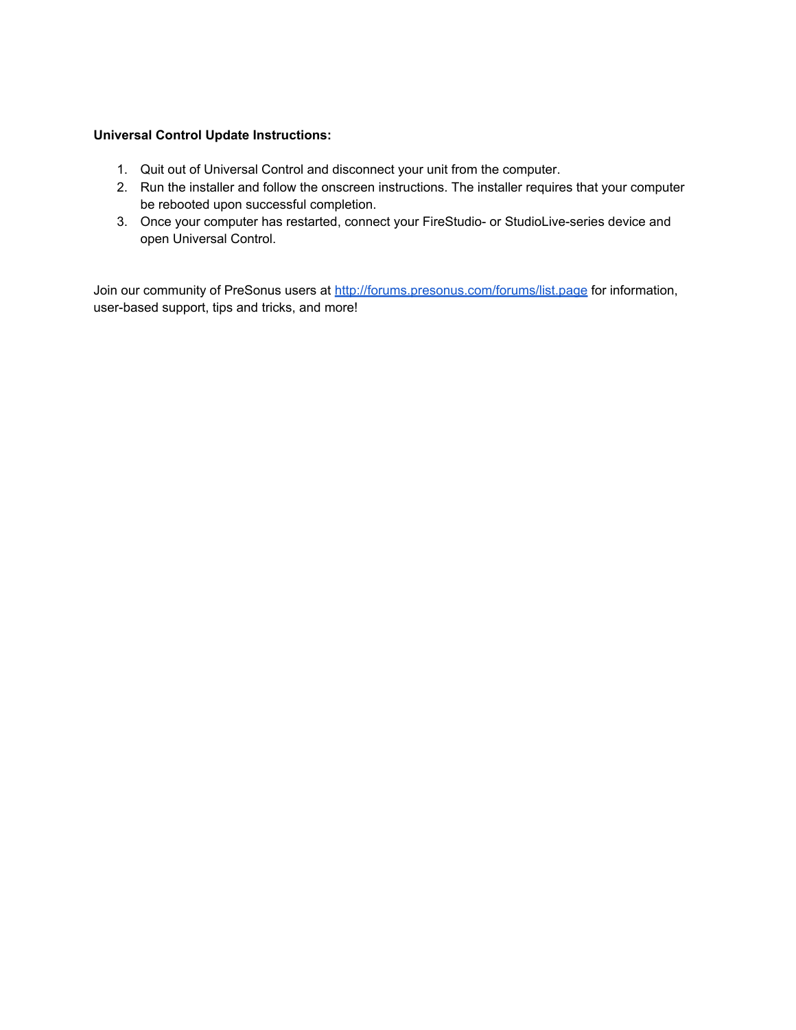**Universal Control Update Instructions:**

1. Quit out of Universal Control and disconnect your unit from the computer.
2. Run the installer and follow the onscreen instructions. The installer requires that your computer be rebooted upon successful completion.
3. Once your computer has restarted, connect your FireStudio- or StudioLive-series device and open Universal Control.

Join our community of PreSonus users at [http://forums.presonus.com/forums/list.page](http://forums.presonus.com/forums/list.page) for information, user-based support, tips and tricks, and more!